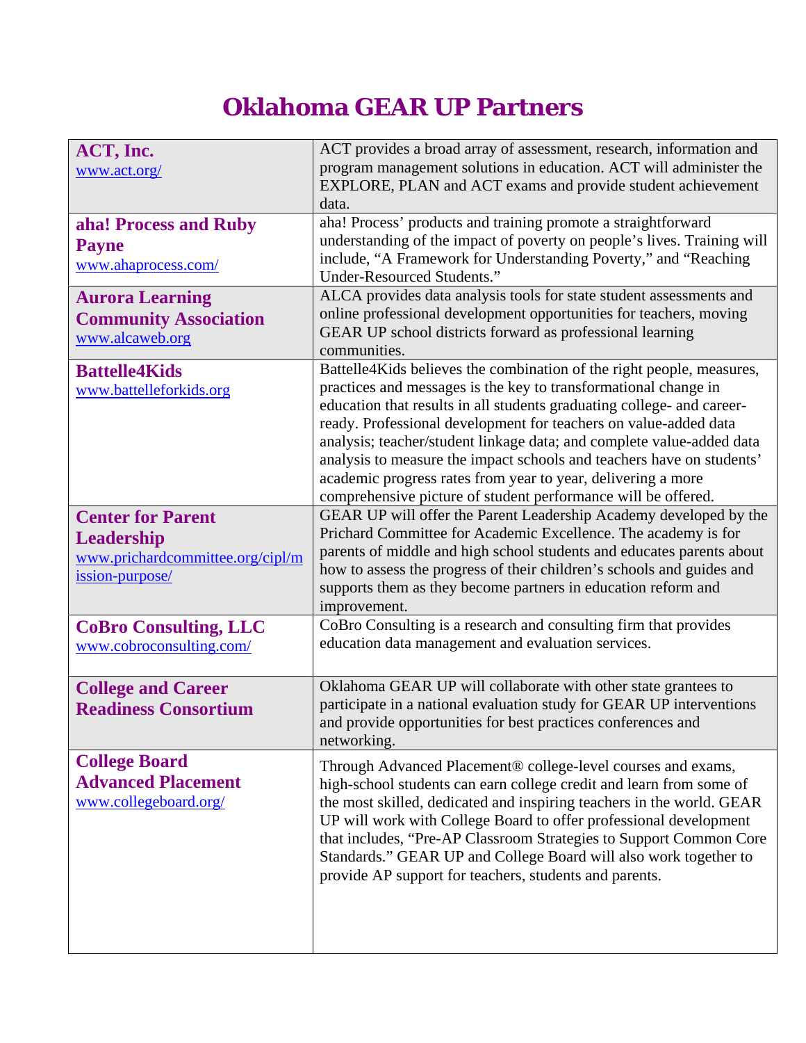# Oklahoma GEAR UP Partners

| Partner | Description |
|---|---|
| **ACT, Inc.**<br>www.act.org/ | ACT provides a broad array of assessment, research, information and program management solutions in education. ACT will administer the EXPLORE, PLAN and ACT exams and provide student achievement data. |
| **aha! Process and Ruby Payne**<br>www.ahaprocess.com/ | aha! Process' products and training promote a straightforward understanding of the impact of poverty on people's lives. Training will include, "A Framework for Understanding Poverty," and "Reaching Under-Resourced Students." |
| **Aurora Learning Community Association**<br>www.alcaweb.org | ALCA provides data analysis tools for state student assessments and online professional development opportunities for teachers, moving GEAR UP school districts forward as professional learning communities. |
| **Battelle4Kids**<br>www.battelleforkids.org | Battelle4Kids believes the combination of the right people, measures, practices and messages is the key to transformational change in education that results in all students graduating college- and career-ready. Professional development for teachers on value-added data analysis; teacher/student linkage data; and complete value-added data analysis to measure the impact schools and teachers have on students' academic progress rates from year to year, delivering a more comprehensive picture of student performance will be offered. |
| **Center for Parent Leadership**<br>www.prichardcommittee.org/cipl/mission-purpose/ | GEAR UP will offer the Parent Leadership Academy developed by the Prichard Committee for Academic Excellence. The academy is for parents of middle and high school students and educates parents about how to assess the progress of their children's schools and guides and supports them as they become partners in education reform and improvement. |
| **CoBro Consulting, LLC**<br>www.cobroconsulting.com/ | CoBro Consulting is a research and consulting firm that provides education data management and evaluation services. |
| **College and Career Readiness Consortium** | Oklahoma GEAR UP will collaborate with other state grantees to participate in a national evaluation study for GEAR UP interventions and provide opportunities for best practices conferences and networking. |
| **College Board Advanced Placement**<br>www.collegeboard.org/ | Through Advanced Placement® college-level courses and exams, high-school students can earn college credit and learn from some of the most skilled, dedicated and inspiring teachers in the world. GEAR UP will work with College Board to offer professional development that includes, "Pre-AP Classroom Strategies to Support Common Core Standards." GEAR UP and College Board will also work together to provide AP support for teachers, students and parents. |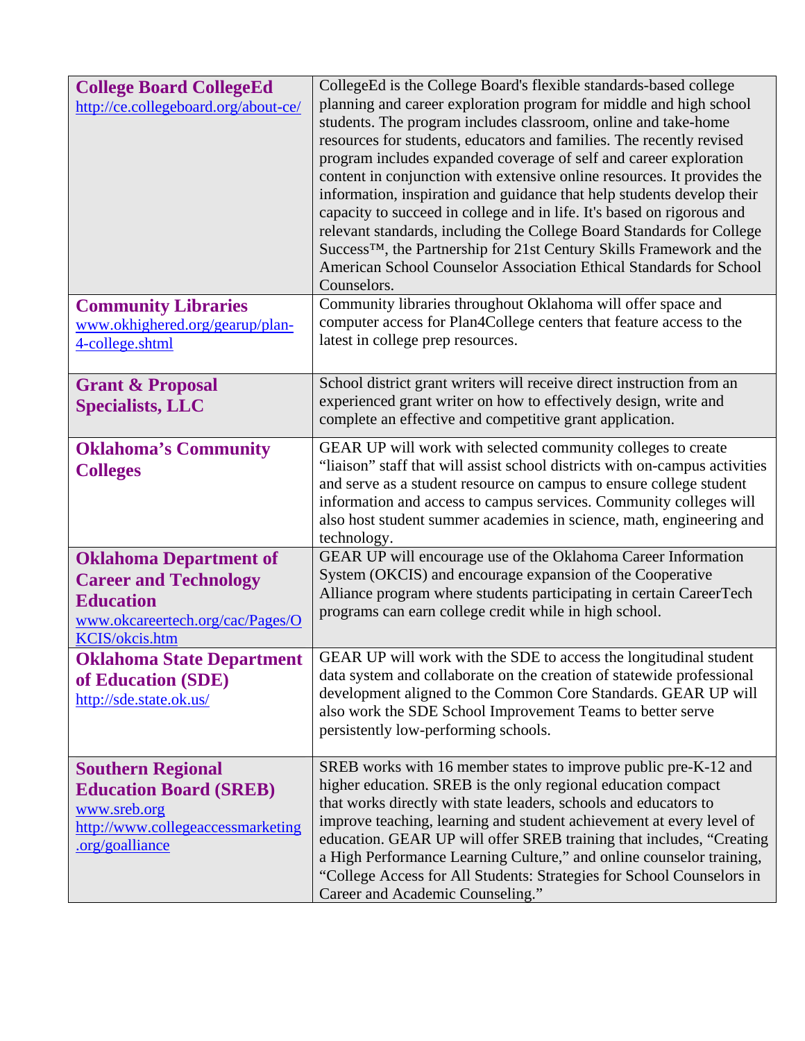| | |
|---|---|
| **College Board CollegeEd** http://ce.collegeboard.org/about-ce/ | CollegeEd is the College Board's flexible standards-based college planning and career exploration program for middle and high school students. The program includes classroom, online and take-home resources for students, educators and families. The recently revised program includes expanded coverage of self and career exploration content in conjunction with extensive online resources. It provides the information, inspiration and guidance that help students develop their capacity to succeed in college and in life. It's based on rigorous and relevant standards, including the College Board Standards for College Success™, the Partnership for 21st Century Skills Framework and the American School Counselor Association Ethical Standards for School Counselors. |
| **Community Libraries** www.okhighered.org/gearup/plan-4-college.shtml | Community libraries throughout Oklahoma will offer space and computer access for Plan4College centers that feature access to the latest in college prep resources. |
| **Grant & Proposal Specialists, LLC** | School district grant writers will receive direct instruction from an experienced grant writer on how to effectively design, write and complete an effective and competitive grant application. |
| **Oklahoma's Community Colleges** | GEAR UP will work with selected community colleges to create "liaison" staff that will assist school districts with on-campus activities and serve as a student resource on campus to ensure college student information and access to campus services. Community colleges will also host student summer academies in science, math, engineering and technology. |
| **Oklahoma Department of Career and Technology Education** www.okcareertech.org/cac/Pages/OKCIS/okcis.htm | GEAR UP will encourage use of the Oklahoma Career Information System (OKCIS) and encourage expansion of the Cooperative Alliance program where students participating in certain CareerTech programs can earn college credit while in high school. |
| **Oklahoma State Department of Education (SDE)** http://sde.state.ok.us/ | GEAR UP will work with the SDE to access the longitudinal student data system and collaborate on the creation of statewide professional development aligned to the Common Core Standards. GEAR UP will also work the SDE School Improvement Teams to better serve persistently low-performing schools. |
| **Southern Regional Education Board (SREB)** www.sreb.org http://www.collegeaccessmarketing.org/goalliance | SREB works with 16 member states to improve public pre-K-12 and higher education. SREB is the only regional education compact that works directly with state leaders, schools and educators to improve teaching, learning and student achievement at every level of education. GEAR UP will offer SREB training that includes, "Creating a High Performance Learning Culture," and online counselor training, "College Access for All Students: Strategies for School Counselors in Career and Academic Counseling." |